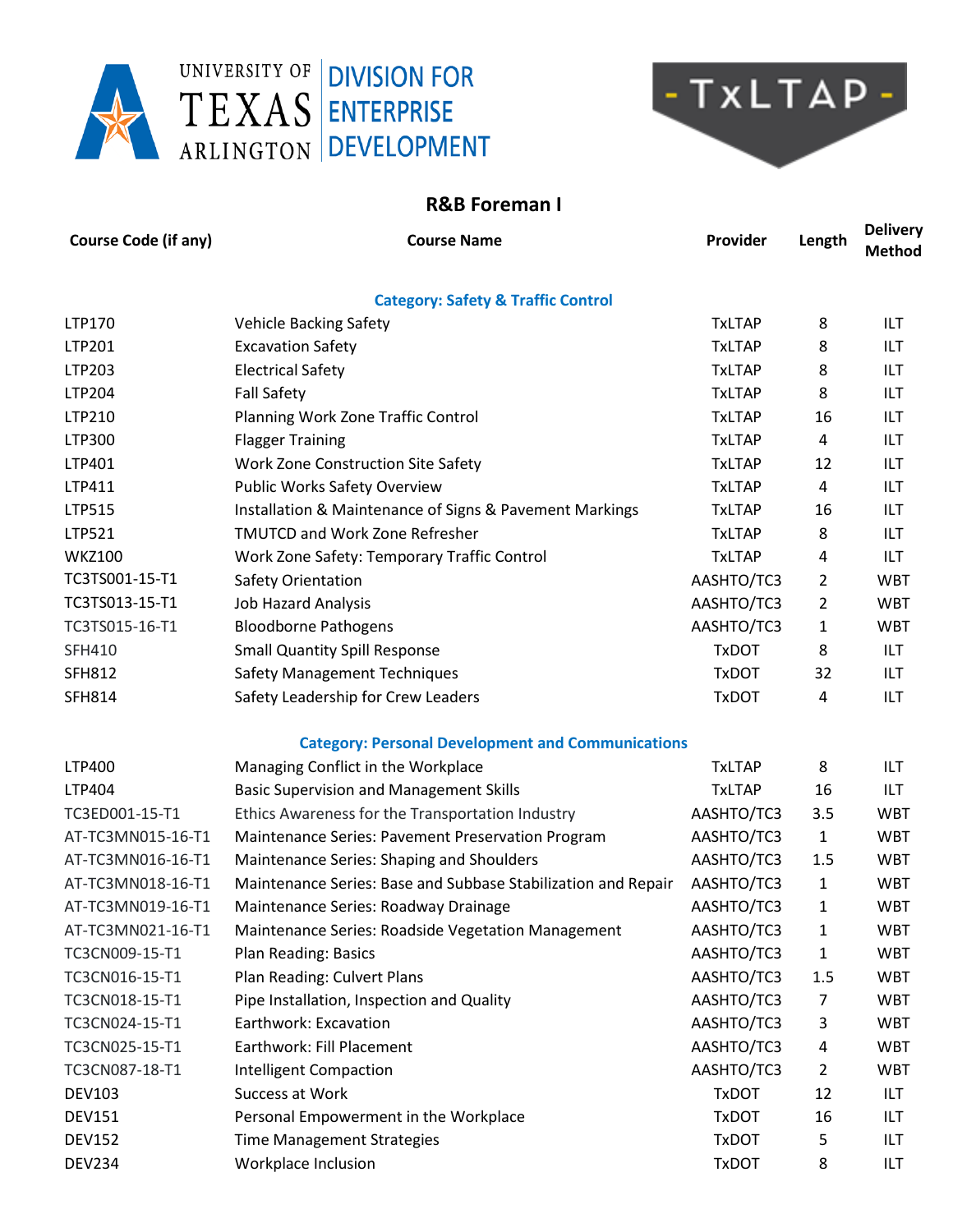UNIVERSITY OF TEXAS ARLINGTON | DIVISION FOR ENTERPRISE DEVELOPMENT

- TxLTAP -

## R&B Foreman I

| Course Code (if any) | Course Name | Provider | Length | Delivery Method |
|---|---|---|---|---|
| | **Category: Safety & Traffic Control** | | | |
| LTP170 | Vehicle Backing Safety | TxLTAP | 8 | ILT |
| LTP201 | Excavation Safety | TxLTAP | 8 | ILT |
| LTP203 | Electrical Safety | TxLTAP | 8 | ILT |
| LTP204 | Fall Safety | TxLTAP | 8 | ILT |
| LTP210 | Planning Work Zone Traffic Control | TxLTAP | 16 | ILT |
| LTP300 | Flagger Training | TxLTAP | 4 | ILT |
| LTP401 | Work Zone Construction Site Safety | TxLTAP | 12 | ILT |
| LTP411 | Public Works Safety Overview | TxLTAP | 4 | ILT |
| LTP515 | Installation & Maintenance of Signs & Pavement Markings | TxLTAP | 16 | ILT |
| LTP521 | TMUTCD and Work Zone Refresher | TxLTAP | 8 | ILT |
| WKZ100 | Work Zone Safety: Temporary Traffic Control | TxLTAP | 4 | ILT |
| TC3TS001-15-T1 | Safety Orientation | AASHTO/TC3 | 2 | WBT |
| TC3TS013-15-T1 | Job Hazard Analysis | AASHTO/TC3 | 2 | WBT |
| TC3TS015-16-T1 | Bloodborne Pathogens | AASHTO/TC3 | 1 | WBT |
| SFH410 | Small Quantity Spill Response | TxDOT | 8 | ILT |
| SFH812 | Safety Management Techniques | TxDOT | 32 | ILT |
| SFH814 | Safety Leadership for Crew Leaders | TxDOT | 4 | ILT |
| | **Category: Personal Development and Communications** | | | |
| LTP400 | Managing Conflict in the Workplace | TxLTAP | 8 | ILT |
| LTP404 | Basic Supervision and Management Skills | TxLTAP | 16 | ILT |
| TC3ED001-15-T1 | Ethics Awareness for the Transportation Industry | AASHTO/TC3 | 3.5 | WBT |
| AT-TC3MN015-16-T1 | Maintenance Series: Pavement Preservation Program | AASHTO/TC3 | 1 | WBT |
| AT-TC3MN016-16-T1 | Maintenance Series: Shaping and Shoulders | AASHTO/TC3 | 1.5 | WBT |
| AT-TC3MN018-16-T1 | Maintenance Series: Base and Subbase Stabilization and Repair | AASHTO/TC3 | 1 | WBT |
| AT-TC3MN019-16-T1 | Maintenance Series: Roadway Drainage | AASHTO/TC3 | 1 | WBT |
| AT-TC3MN021-16-T1 | Maintenance Series: Roadside Vegetation Management | AASHTO/TC3 | 1 | WBT |
| TC3CN009-15-T1 | Plan Reading: Basics | AASHTO/TC3 | 1 | WBT |
| TC3CN016-15-T1 | Plan Reading: Culvert Plans | AASHTO/TC3 | 1.5 | WBT |
| TC3CN018-15-T1 | Pipe Installation, Inspection and Quality | AASHTO/TC3 | 7 | WBT |
| TC3CN024-15-T1 | Earthwork: Excavation | AASHTO/TC3 | 3 | WBT |
| TC3CN025-15-T1 | Earthwork: Fill Placement | AASHTO/TC3 | 4 | WBT |
| TC3CN087-18-T1 | Intelligent Compaction | AASHTO/TC3 | 2 | WBT |
| DEV103 | Success at Work | TxDOT | 12 | ILT |
| DEV151 | Personal Empowerment in the Workplace | TxDOT | 16 | ILT |
| DEV152 | Time Management Strategies | TxDOT | 5 | ILT |
| DEV234 | Workplace Inclusion | TxDOT | 8 | ILT |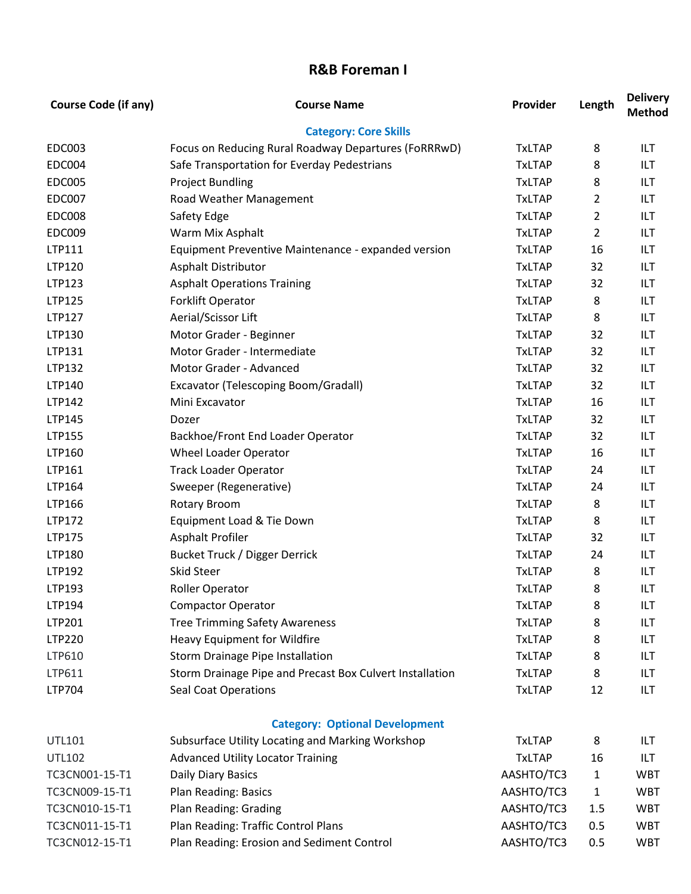# R&B Foreman I

| Course Code (if any) | Course Name | Provider | Length | Delivery Method |
|---|---|---|---|---|
| | **Category: Core Skills** | | | |
| EDC003 | Focus on Reducing Rural Roadway Departures (FoRRRwD) | TxLTAP | 8 | ILT |
| EDC004 | Safe Transportation for Everday Pedestrians | TxLTAP | 8 | ILT |
| EDC005 | Project Bundling | TxLTAP | 8 | ILT |
| EDC007 | Road Weather Management | TxLTAP | 2 | ILT |
| EDC008 | Safety Edge | TxLTAP | 2 | ILT |
| EDC009 | Warm Mix Asphalt | TxLTAP | 2 | ILT |
| LTP111 | Equipment Preventive Maintenance - expanded version | TxLTAP | 16 | ILT |
| LTP120 | Asphalt Distributor | TxLTAP | 32 | ILT |
| LTP123 | Asphalt Operations Training | TxLTAP | 32 | ILT |
| LTP125 | Forklift Operator | TxLTAP | 8 | ILT |
| LTP127 | Aerial/Scissor Lift | TxLTAP | 8 | ILT |
| LTP130 | Motor Grader - Beginner | TxLTAP | 32 | ILT |
| LTP131 | Motor Grader - Intermediate | TxLTAP | 32 | ILT |
| LTP132 | Motor Grader - Advanced | TxLTAP | 32 | ILT |
| LTP140 | Excavator (Telescoping Boom/Gradall) | TxLTAP | 32 | ILT |
| LTP142 | Mini Excavator | TxLTAP | 16 | ILT |
| LTP145 | Dozer | TxLTAP | 32 | ILT |
| LTP155 | Backhoe/Front End Loader Operator | TxLTAP | 32 | ILT |
| LTP160 | Wheel Loader Operator | TxLTAP | 16 | ILT |
| LTP161 | Track Loader Operator | TxLTAP | 24 | ILT |
| LTP164 | Sweeper (Regenerative) | TxLTAP | 24 | ILT |
| LTP166 | Rotary Broom | TxLTAP | 8 | ILT |
| LTP172 | Equipment Load & Tie Down | TxLTAP | 8 | ILT |
| LTP175 | Asphalt Profiler | TxLTAP | 32 | ILT |
| LTP180 | Bucket Truck / Digger Derrick | TxLTAP | 24 | ILT |
| LTP192 | Skid Steer | TxLTAP | 8 | ILT |
| LTP193 | Roller Operator | TxLTAP | 8 | ILT |
| LTP194 | Compactor Operator | TxLTAP | 8 | ILT |
| LTP201 | Tree Trimming Safety Awareness | TxLTAP | 8 | ILT |
| LTP220 | Heavy Equipment for Wildfire | TxLTAP | 8 | ILT |
| LTP610 | Storm Drainage Pipe Installation | TxLTAP | 8 | ILT |
| LTP611 | Storm Drainage Pipe and Precast Box Culvert Installation | TxLTAP | 8 | ILT |
| LTP704 | Seal Coat Operations | TxLTAP | 12 | ILT |
| | **Category: Optional Development** | | | |
| UTL101 | Subsurface Utility Locating and Marking Workshop | TxLTAP | 8 | ILT |
| UTL102 | Advanced Utility Locator Training | TxLTAP | 16 | ILT |
| TC3CN001-15-T1 | Daily Diary Basics | AASHTO/TC3 | 1 | WBT |
| TC3CN009-15-T1 | Plan Reading: Basics | AASHTO/TC3 | 1 | WBT |
| TC3CN010-15-T1 | Plan Reading: Grading | AASHTO/TC3 | 1.5 | WBT |
| TC3CN011-15-T1 | Plan Reading: Traffic Control Plans | AASHTO/TC3 | 0.5 | WBT |
| TC3CN012-15-T1 | Plan Reading: Erosion and Sediment Control | AASHTO/TC3 | 0.5 | WBT |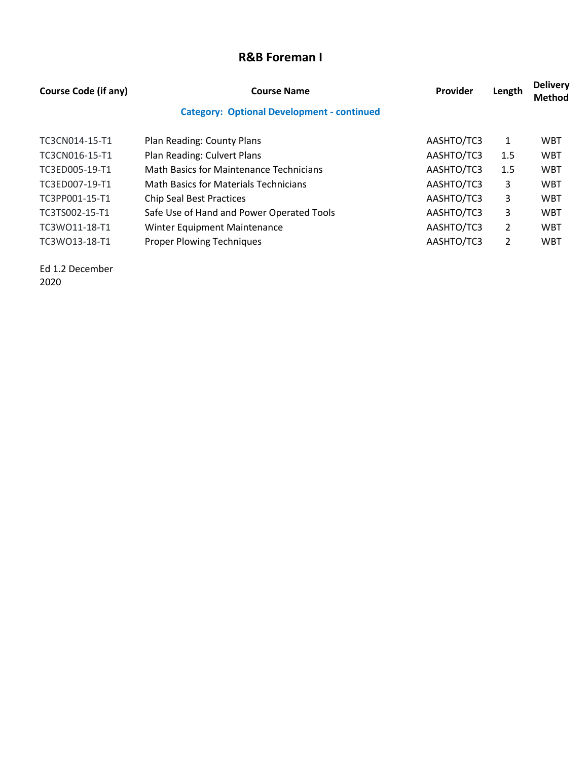# R&B Foreman I

| Course Code (if any) | Course Name | Provider | Length | Delivery Method |
|---|---|---|---|---|
| | **Category: Optional Development - continued** | | | |
| TC3CN014-15-T1 | Plan Reading: County Plans | AASHTO/TC3 | 1 | WBT |
| TC3CN016-15-T1 | Plan Reading: Culvert Plans | AASHTO/TC3 | 1.5 | WBT |
| TC3ED005-19-T1 | Math Basics for Maintenance Technicians | AASHTO/TC3 | 1.5 | WBT |
| TC3ED007-19-T1 | Math Basics for Materials Technicians | AASHTO/TC3 | 3 | WBT |
| TC3PP001-15-T1 | Chip Seal Best Practices | AASHTO/TC3 | 3 | WBT |
| TC3TS002-15-T1 | Safe Use of Hand and Power Operated Tools | AASHTO/TC3 | 3 | WBT |
| TC3WO11-18-T1 | Winter Equipment Maintenance | AASHTO/TC3 | 2 | WBT |
| TC3WO13-18-T1 | Proper Plowing Techniques | AASHTO/TC3 | 2 | WBT |

Ed 1.2 December 2020